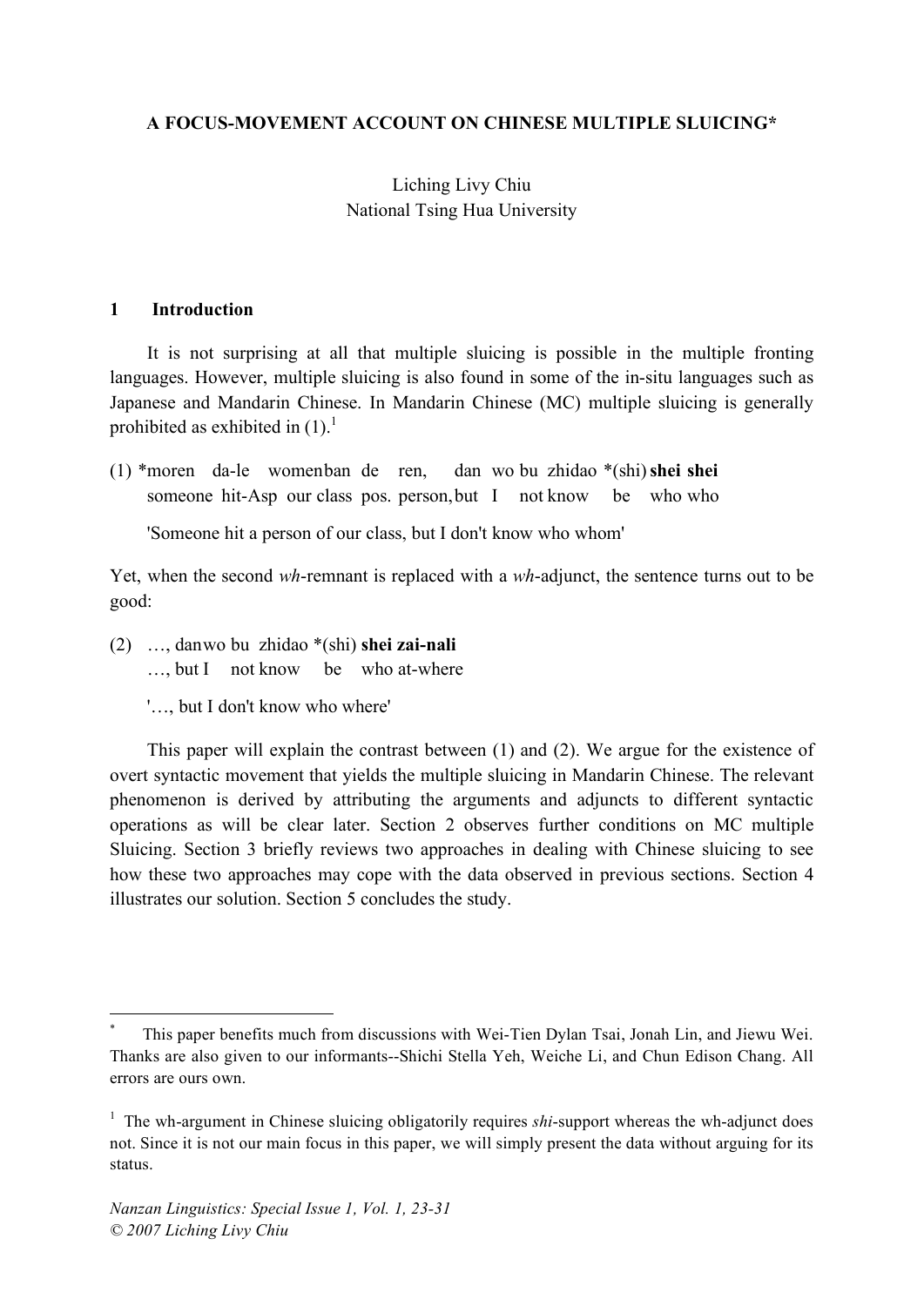# A FOCUS-MOVEMENT ACCOUNT ON CHINESE MULTIPLE SLUICING*

Liching Livy Chiu
National Tsing Hua University

## 1 Introduction

It is not surprising at all that multiple sluicing is possible in the multiple fronting languages. However, multiple sluicing is also found in some of the in-situ languages such as Japanese and Mandarin Chinese. In Mandarin Chinese (MC) multiple sluicing is generally prohibited as exhibited in (1).[1]

(1) *moren da-le womenban de ren, dan wo bu zhidao *(shi) **shei shei**
someone hit-Asp our class pos. person, but I not know be who who

'Someone hit a person of our class, but I don't know who whom'

Yet, when the second *wh*-remnant is replaced with a *wh*-adjunct, the sentence turns out to be good:

(2) …, dan wo bu zhidao *(shi) **shei zai-nali**
…, but I not know be who at-where

'…, but I don't know who where'

This paper will explain the contrast between (1) and (2). We argue for the existence of overt syntactic movement that yields the multiple sluicing in Mandarin Chinese. The relevant phenomenon is derived by attributing the arguments and adjuncts to different syntactic operations as will be clear later. Section 2 observes further conditions on MC multiple Sluicing. Section 3 briefly reviews two approaches in dealing with Chinese sluicing to see how these two approaches may cope with the data observed in previous sections. Section 4 illustrates our solution. Section 5 concludes the study.

---

\* This paper benefits much from discussions with Wei-Tien Dylan Tsai, Jonah Lin, and Jiewu Wei. Thanks are also given to our informants--Shichi Stella Yeh, Weiche Li, and Chun Edison Chang. All errors are ours own.

[1] The wh-argument in Chinese sluicing obligatorily requires *shi*-support whereas the wh-adjunct does not. Since it is not our main focus in this paper, we will simply present the data without arguing for its status.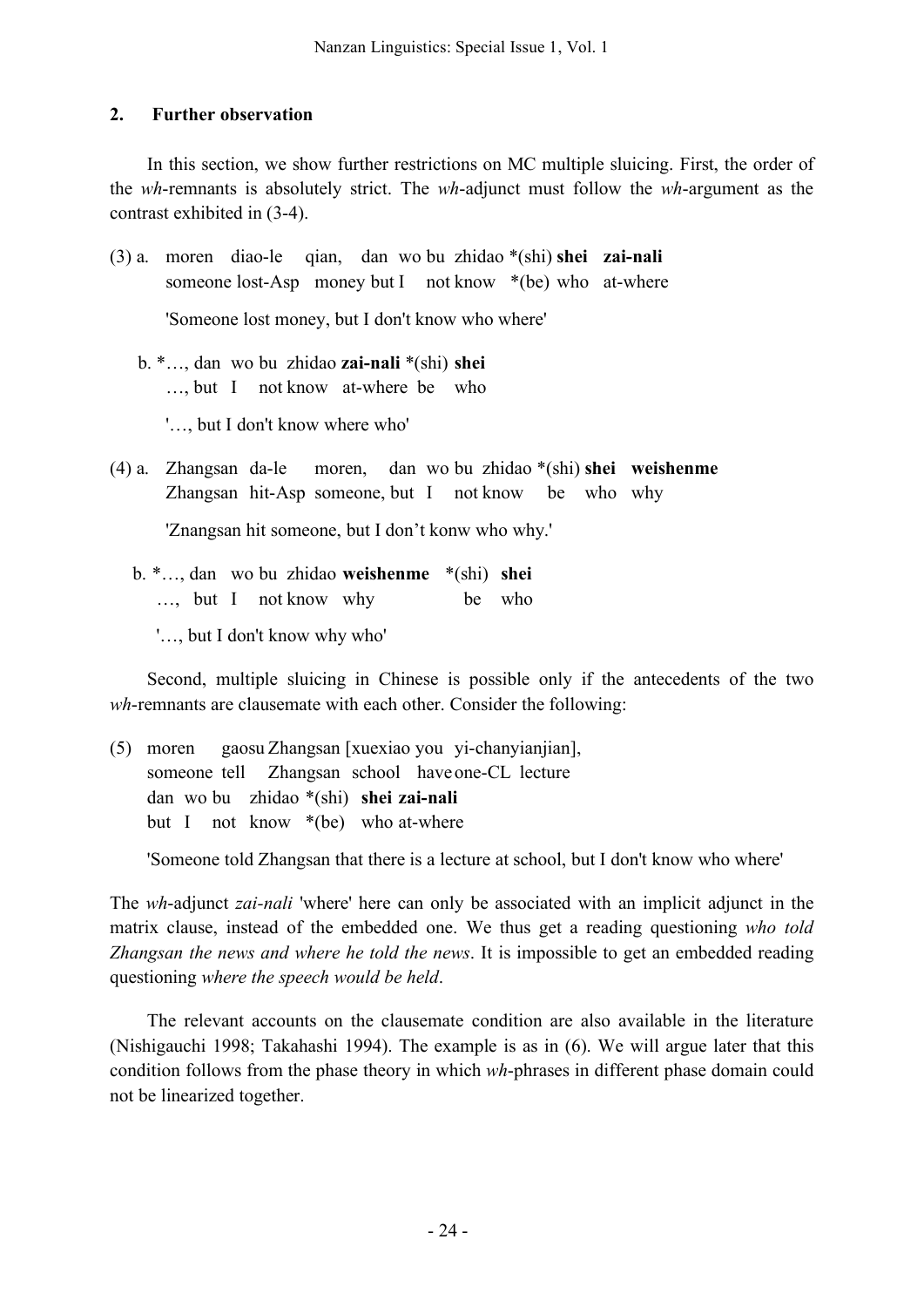## 2. Further observation

In this section, we show further restrictions on MC multiple sluicing. First, the order of the *wh*-remnants is absolutely strict. The *wh*-adjunct must follow the *wh*-argument as the contrast exhibited in (3-4).

(3) a. moren diao-le qian, dan wo bu zhidao *(shi) **shei zai-nali**
someone lost-Asp money but I not know *(be) who at-where

'Someone lost money, but I don't know who where'

b. *…, dan wo bu zhidao **zai-nali** *(shi) **shei**
…, but I not know at-where be who

'…, but I don't know where who'

(4) a. Zhangsan da-le moren, dan wo bu zhidao *(shi) **shei weishenme**
Zhangsan hit-Asp someone, but I not know be who why

'Znangsan hit someone, but I don't konw who why.'

b. *…, dan wo bu zhidao **weishenme** *(shi) **shei**
…, but I not know why be who

'…, but I don't know why who'

Second, multiple sluicing in Chinese is possible only if the antecedents of the two *wh*-remnants are clausemate with each other. Consider the following:

(5) moren gaosu Zhangsan [xuexiao you yi-chanyianjian],
someone tell Zhangsan school have one-CL lecture
dan wo bu zhidao *(shi) **shei zai-nali**
but I not know *(be) who at-where

'Someone told Zhangsan that there is a lecture at school, but I don't know who where'

The *wh*-adjunct *zai-nali* 'where' here can only be associated with an implicit adjunct in the matrix clause, instead of the embedded one. We thus get a reading questioning *who told Zhangsan the news and where he told the news*. It is impossible to get an embedded reading questioning *where the speech would be held*.

The relevant accounts on the clausemate condition are also available in the literature (Nishigauchi 1998; Takahashi 1994). The example is as in (6). We will argue later that this condition follows from the phase theory in which *wh*-phrases in different phase domain could not be linearized together.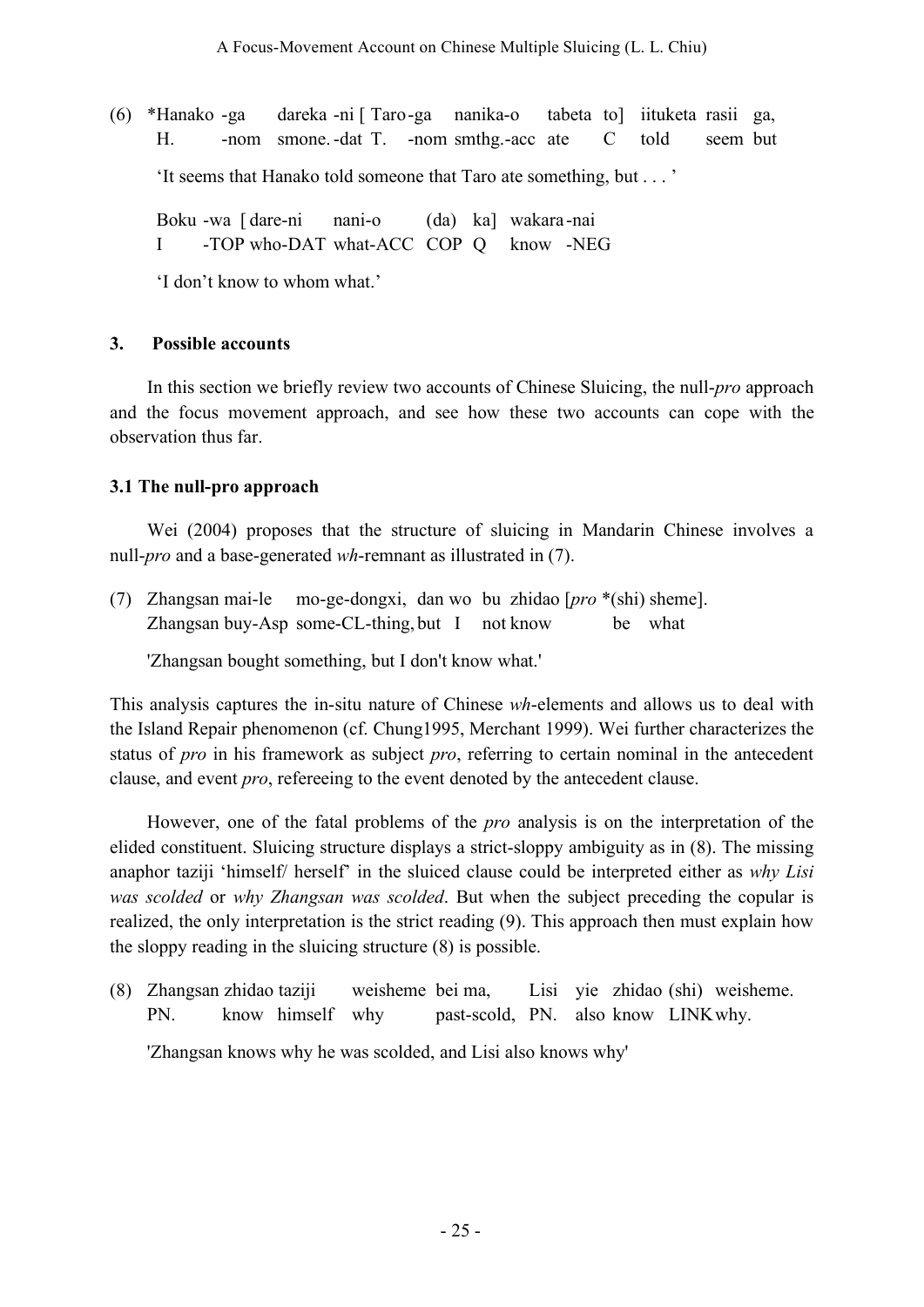(6) *Hanako -ga dareka -ni [ Taro-ga nanika-o tabeta to] iituketa rasii ga,
H. -nom smone.-dat T. -nom smthg.-acc ate C told seem but

'It seems that Hanako told someone that Taro ate something, but . . . '

Boku -wa [ dare-ni nani-o (da) ka] wakara-nai
I -TOP who-DAT what-ACC COP Q know -NEG

'I don't know to whom what.'

## 3. Possible accounts

In this section we briefly review two accounts of Chinese Sluicing, the null-*pro* approach and the focus movement approach, and see how these two accounts can cope with the observation thus far.

### 3.1 The null-pro approach

Wei (2004) proposes that the structure of sluicing in Mandarin Chinese involves a null-*pro* and a base-generated *wh*-remnant as illustrated in (7).

(7) Zhangsan mai-le mo-ge-dongxi, dan wo bu zhidao [*pro* *(shi) sheme].
Zhangsan buy-Asp some-CL-thing, but I not know be what

'Zhangsan bought something, but I don't know what.'

This analysis captures the in-situ nature of Chinese *wh*-elements and allows us to deal with the Island Repair phenomenon (cf. Chung1995, Merchant 1999). Wei further characterizes the status of *pro* in his framework as subject *pro*, referring to certain nominal in the antecedent clause, and event *pro*, refereeing to the event denoted by the antecedent clause.

However, one of the fatal problems of the *pro* analysis is on the interpretation of the elided constituent. Sluicing structure displays a strict-sloppy ambiguity as in (8). The missing anaphor taziji 'himself/ herself' in the sluiced clause could be interpreted either as *why Lisi was scolded* or *why Zhangsan was scolded*. But when the subject preceding the copular is realized, the only interpretation is the strict reading (9). This approach then must explain how the sloppy reading in the sluicing structure (8) is possible.

(8) Zhangsan zhidao taziji weisheme bei ma, Lisi yie zhidao (shi) weisheme.
PN. know himself why past-scold, PN. also know LINK why.

'Zhangsan knows why he was scolded, and Lisi also knows why'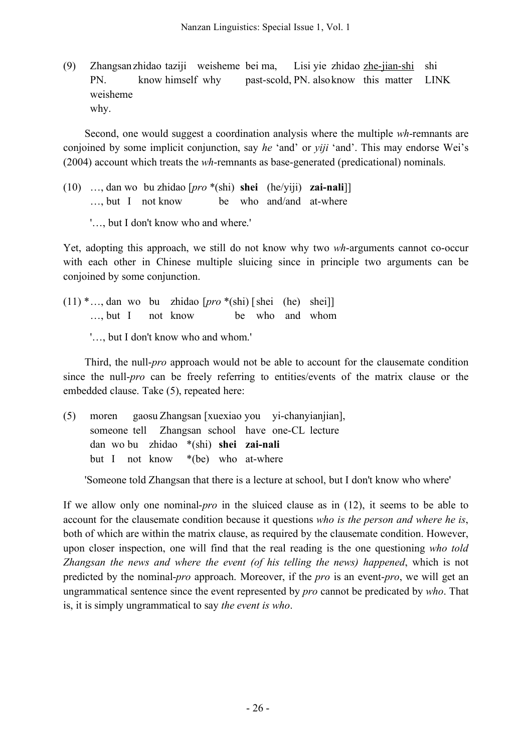(9) Zhangsan zhidao taziji weisheme bei ma, Lisi yie zhidao <u>zhe-jian-shi</u> shi weisheme
PN. know himself why past-scold, PN. also know this matter LINK why.

Second, one would suggest a coordination analysis where the multiple *wh*-remnants are conjoined by some implicit conjunction, say *he* 'and' or *yiji* 'and'. This may endorse Wei's (2004) account which treats the *wh*-remnants as base-generated (predicational) nominals.

(10) …, dan wo bu zhidao [*pro* *(shi) **shei** (he/yiji) **zai-nali**]]
…, but I not know be who and/and at-where

'…, but I don't know who and where.'

Yet, adopting this approach, we still do not know why two *wh*-arguments cannot co-occur with each other in Chinese multiple sluicing since in principle two arguments can be conjoined by some conjunction.

(11) *…, dan wo bu zhidao [*pro* *(shi) [shei (he) shei]]
…, but I not know be who and whom

'…, but I don't know who and whom.'

Third, the null-*pro* approach would not be able to account for the clausemate condition since the null-*pro* can be freely referring to entities/events of the matrix clause or the embedded clause. Take (5), repeated here:

(5) moren gaosu Zhangsan [xuexiao you yi-chanyianjian],
someone tell Zhangsan school have one-CL lecture
dan wo bu zhidao *(shi) **shei zai-nali**
but I not know *(be) who at-where

'Someone told Zhangsan that there is a lecture at school, but I don't know who where'

If we allow only one nominal-*pro* in the sluiced clause as in (12), it seems to be able to account for the clausemate condition because it questions *who is the person and where he is*, both of which are within the matrix clause, as required by the clausemate condition. However, upon closer inspection, one will find that the real reading is the one questioning *who told Zhangsan the news and where the event (of his telling the news) happened*, which is not predicted by the nominal-*pro* approach. Moreover, if the *pro* is an event-*pro*, we will get an ungrammatical sentence since the event represented by *pro* cannot be predicated by *who*. That is, it is simply ungrammatical to say *the event is who*.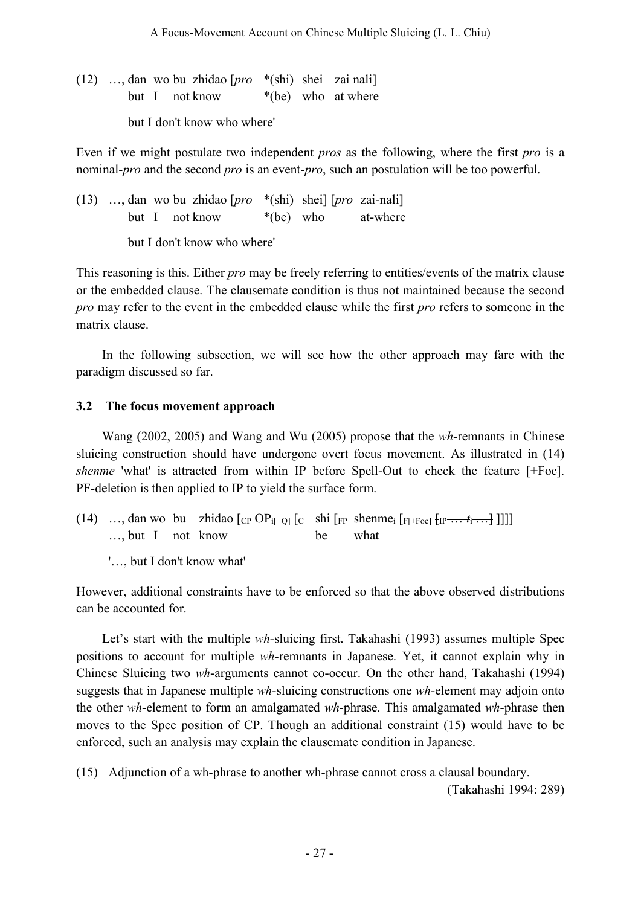(12) …, dan wo bu zhidao [*pro* \*(shi) shei zai nali]
but I not know \*(be) who at where

but I don't know who where'

Even if we might postulate two independent *pros* as the following, where the first *pro* is a nominal-*pro* and the second *pro* is an event-*pro*, such an postulation will be too powerful.

(13) …, dan wo bu zhidao [*pro* \*(shi) shei] [*pro* zai-nali]
but I not know \*(be) who at-where

but I don't know who where'

This reasoning is this. Either *pro* may be freely referring to entities/events of the matrix clause or the embedded clause. The clausemate condition is thus not maintained because the second *pro* may refer to the event in the embedded clause while the first *pro* refers to someone in the matrix clause.

In the following subsection, we will see how the other approach may fare with the paradigm discussed so far.

### 3.2 The focus movement approach

Wang (2002, 2005) and Wang and Wu (2005) propose that the *wh*-remnants in Chinese sluicing construction should have undergone overt focus movement. As illustrated in (14) *shenme* 'what' is attracted from within IP before Spell-Out to check the feature [+Foc]. PF-deletion is then applied to IP to yield the surface form.

(14) …, dan wo bu zhidao [$_{CP}$ OP$_{i[+Q]}$ [$_{C}$ shi [$_{FP}$ shenme$_i$ [$_{F[+Foc]}$ ~~[$_{IP}$ … $t_i$ …]~~ ]]]]
…, but I not know be what

'…, but I don't know what'

However, additional constraints have to be enforced so that the above observed distributions can be accounted for.

Let's start with the multiple *wh*-sluicing first. Takahashi (1993) assumes multiple Spec positions to account for multiple *wh*-remnants in Japanese. Yet, it cannot explain why in Chinese Sluicing two *wh*-arguments cannot co-occur. On the other hand, Takahashi (1994) suggests that in Japanese multiple *wh*-sluicing constructions one *wh*-element may adjoin onto the other *wh*-element to form an amalgamated *wh*-phrase. This amalgamated *wh*-phrase then moves to the Spec position of CP. Though an additional constraint (15) would have to be enforced, such an analysis may explain the clausemate condition in Japanese.

(15) Adjunction of a wh-phrase to another wh-phrase cannot cross a clausal boundary.
(Takahashi 1994: 289)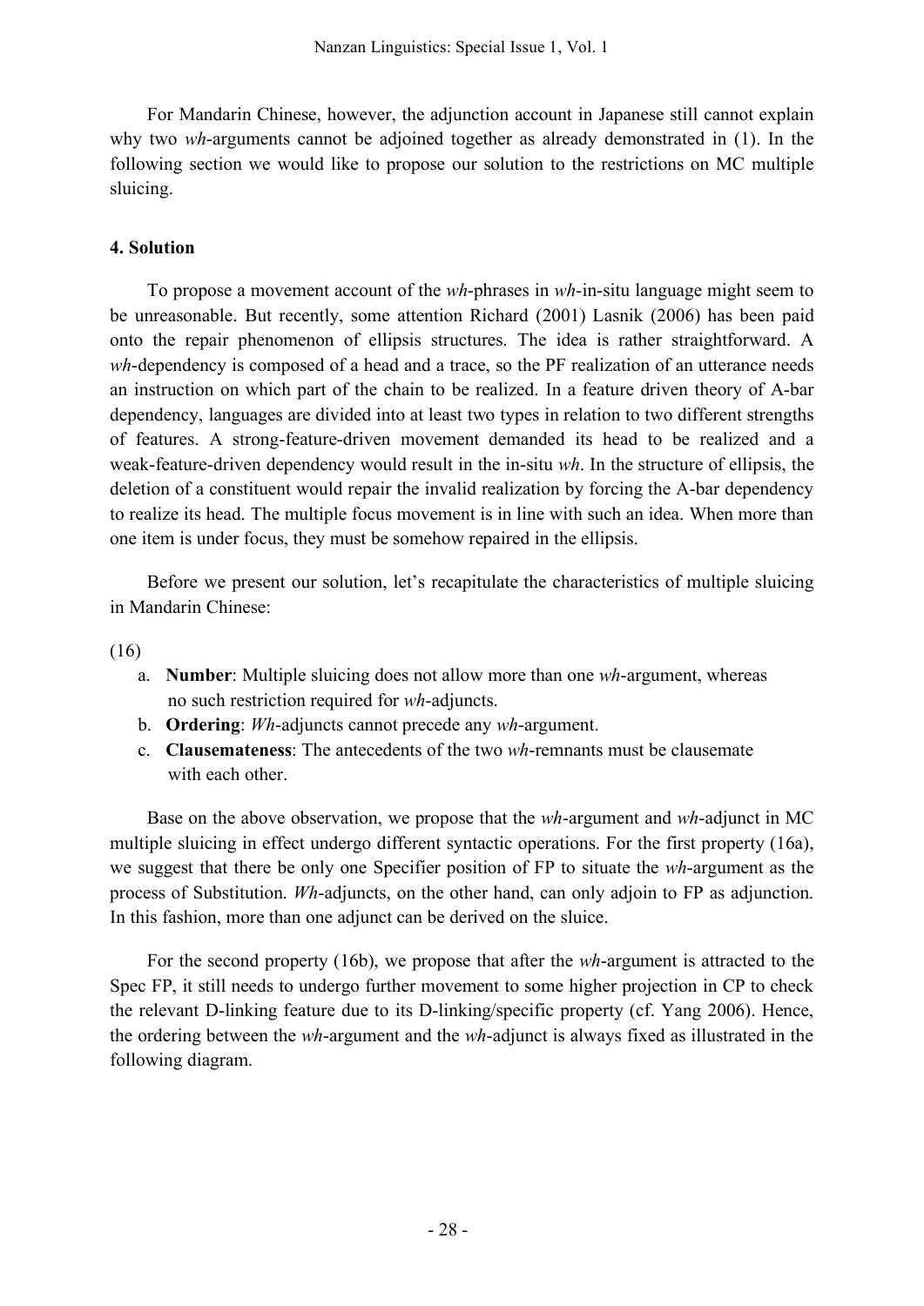For Mandarin Chinese, however, the adjunction account in Japanese still cannot explain why two *wh*-arguments cannot be adjoined together as already demonstrated in (1). In the following section we would like to propose our solution to the restrictions on MC multiple sluicing.

## 4. Solution

To propose a movement account of the *wh*-phrases in *wh*-in-situ language might seem to be unreasonable. But recently, some attention Richard (2001) Lasnik (2006) has been paid onto the repair phenomenon of ellipsis structures. The idea is rather straightforward. A *wh*-dependency is composed of a head and a trace, so the PF realization of an utterance needs an instruction on which part of the chain to be realized. In a feature driven theory of A-bar dependency, languages are divided into at least two types in relation to two different strengths of features. A strong-feature-driven movement demanded its head to be realized and a weak-feature-driven dependency would result in the in-situ *wh*. In the structure of ellipsis, the deletion of a constituent would repair the invalid realization by forcing the A-bar dependency to realize its head. The multiple focus movement is in line with such an idea. When more than one item is under focus, they must be somehow repaired in the ellipsis.

Before we present our solution, let's recapitulate the characteristics of multiple sluicing in Mandarin Chinese:

(16)

a. **Number**: Multiple sluicing does not allow more than one *wh*-argument, whereas no such restriction required for *wh*-adjuncts.

b. **Ordering**: *Wh*-adjuncts cannot precede any *wh*-argument.

c. **Clausemateness**: The antecedents of the two *wh*-remnants must be clausemate with each other.

Base on the above observation, we propose that the *wh*-argument and *wh*-adjunct in MC multiple sluicing in effect undergo different syntactic operations. For the first property (16a), we suggest that there be only one Specifier position of FP to situate the *wh*-argument as the process of Substitution. *Wh*-adjuncts, on the other hand, can only adjoin to FP as adjunction. In this fashion, more than one adjunct can be derived on the sluice.

For the second property (16b), we propose that after the *wh*-argument is attracted to the Spec FP, it still needs to undergo further movement to some higher projection in CP to check the relevant D-linking feature due to its D-linking/specific property (cf. Yang 2006). Hence, the ordering between the *wh*-argument and the *wh*-adjunct is always fixed as illustrated in the following diagram.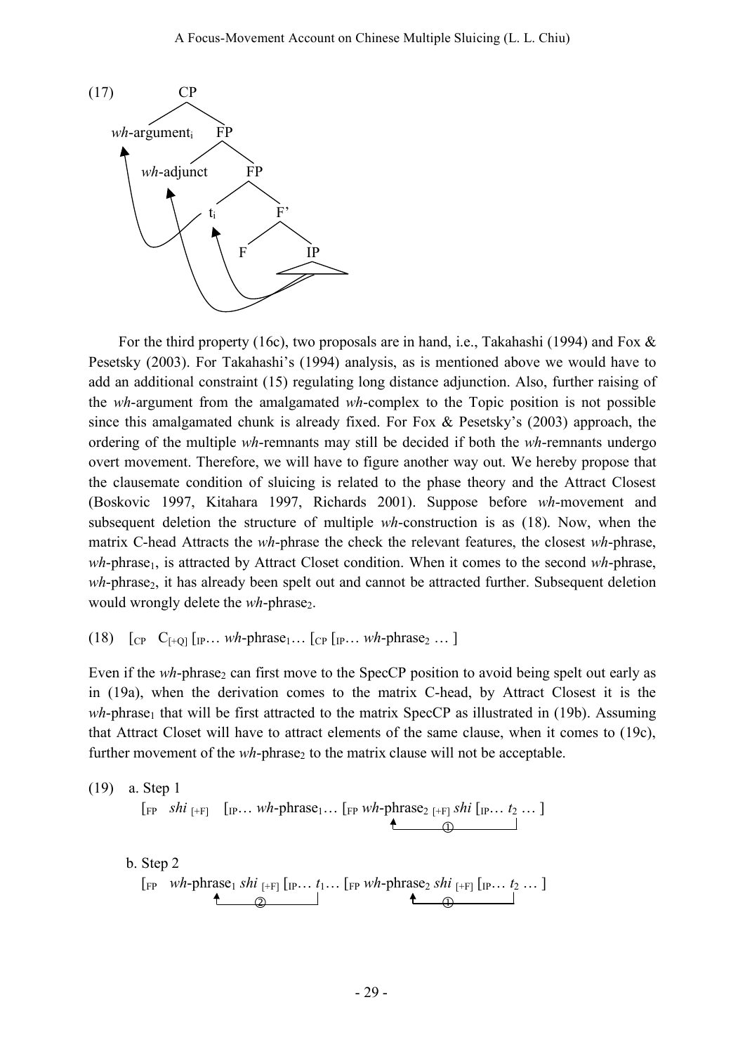(17) [tree diagram: [CP *wh*-argument$_i$ [FP *wh*-adjunct [FP t$_i$ [F' F IP]]]] — arrows show *wh*-argument moving from IP to t$_i$ and then to Spec CP; *wh*-adjunct moving from IP to the outer FP specifier]

For the third property (16c), two proposals are in hand, i.e., Takahashi (1994) and Fox & Pesetsky (2003). For Takahashi's (1994) analysis, as is mentioned above we would have to add an additional constraint (15) regulating long distance adjunction. Also, further raising of the *wh*-argument from the amalgamated *wh*-complex to the Topic position is not possible since this amalgamated chunk is already fixed. For Fox & Pesetsky's (2003) approach, the ordering of the multiple *wh*-remnants may still be decided if both the *wh*-remnants undergo overt movement. Therefore, we will have to figure another way out. We hereby propose that the clausemate condition of sluicing is related to the phase theory and the Attract Closest (Boskovic 1997, Kitahara 1997, Richards 2001). Suppose before *wh*-movement and subsequent deletion the structure of multiple *wh*-construction is as (18). Now, when the matrix C-head Attracts the *wh*-phrase the check the relevant features, the closest *wh*-phrase, *wh*-phrase$_1$, is attracted by Attract Closet condition. When it comes to the second *wh*-phrase, *wh*-phrase$_2$, it has already been spelt out and cannot be attracted further. Subsequent deletion would wrongly delete the *wh*-phrase$_2$.

(18) [$_{CP}$ C$_{[+Q]}$ [$_{IP}$… *wh*-phrase$_1$… [$_{CP}$ [$_{IP}$… *wh*-phrase$_2$ … ]

Even if the *wh*-phrase$_2$ can first move to the SpecCP position to avoid being spelt out early as in (19a), when the derivation comes to the matrix C-head, by Attract Closest it is the *wh*-phrase$_1$ that will be first attracted to the matrix SpecCP as illustrated in (19b). Assuming that Attract Closet will have to attract elements of the same clause, when it comes to (19c), further movement of the *wh*-phrase$_2$ to the matrix clause will not be acceptable.

(19) a. Step 1

[$_{FP}$ *shi* $_{[+F]}$ [$_{IP}$… *wh*-phrase$_1$… [$_{FP}$ *wh*-phrase$_2$ $_{[+F]}$ *shi* [$_{IP}$… $t_2$ … ]
(movement ①: *wh*-phrase$_2$ from $t_2$ to embedded Spec FP)

b. Step 2

[$_{FP}$ *wh*-phrase$_1$ *shi* $_{[+F]}$ [$_{IP}$… $t_1$… [$_{FP}$ *wh*-phrase$_2$ *shi* $_{[+F]}$ [$_{IP}$… $t_2$ … ]
(movement ②: *wh*-phrase$_1$ from $t_1$ to matrix Spec FP; movement ①: *wh*-phrase$_2$ from $t_2$ to embedded Spec FP)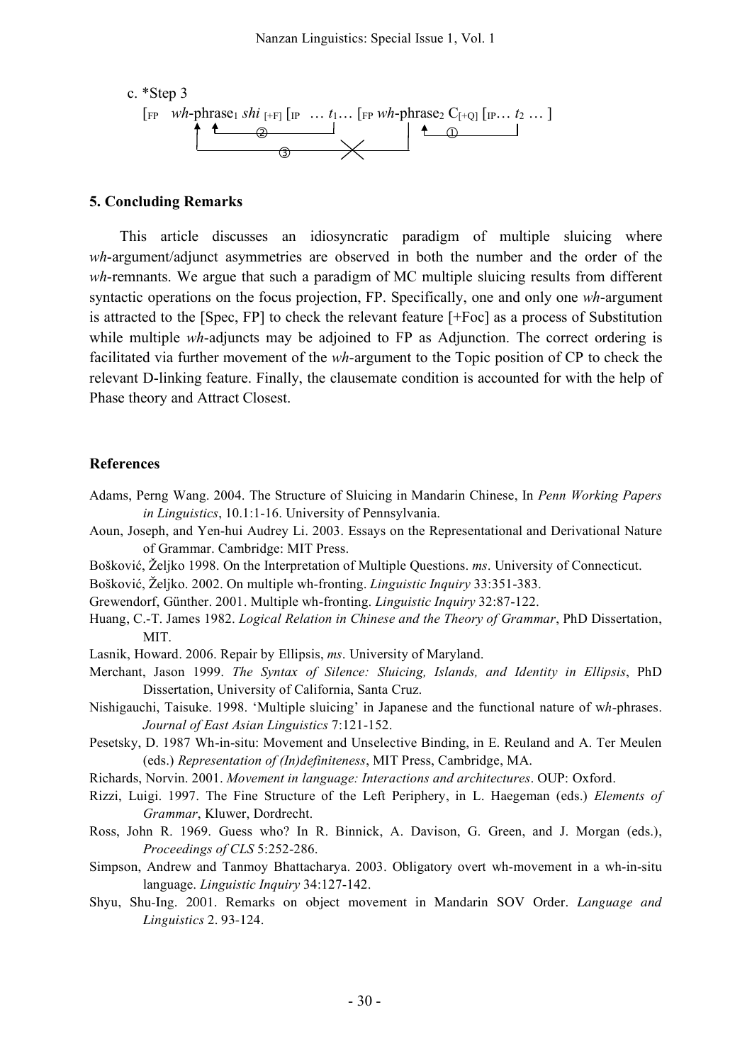c. *Step 3

$[_{FP}$ *wh*-phrase$_1$ *shi* $_{[+F]}$ $[_{IP}$ … $t_1$… $[_{FP}$ *wh*-phrase$_2$ $C_{[+Q]}$ $[_{IP}$… $t_2$ … ]

## 5. Concluding Remarks

This article discusses an idiosyncratic paradigm of multiple sluicing where *wh*-argument/adjunct asymmetries are observed in both the number and the order of the *wh*-remnants. We argue that such a paradigm of MC multiple sluicing results from different syntactic operations on the focus projection, FP. Specifically, one and only one *wh*-argument is attracted to the [Spec, FP] to check the relevant feature [+Foc] as a process of Substitution while multiple *wh*-adjuncts may be adjoined to FP as Adjunction. The correct ordering is facilitated via further movement of the *wh*-argument to the Topic position of CP to check the relevant D-linking feature. Finally, the clausemate condition is accounted for with the help of Phase theory and Attract Closest.

## References

Adams, Perng Wang. 2004. The Structure of Sluicing in Mandarin Chinese, In *Penn Working Papers in Linguistics*, 10.1:1-16. University of Pennsylvania.

Aoun, Joseph, and Yen-hui Audrey Li. 2003. Essays on the Representational and Derivational Nature of Grammar. Cambridge: MIT Press.

Bošković, Željko 1998. On the Interpretation of Multiple Questions. *ms*. University of Connecticut.

Bošković, Željko. 2002. On multiple wh-fronting. *Linguistic Inquiry* 33:351-383.

Grewendorf, Günther. 2001. Multiple wh-fronting. *Linguistic Inquiry* 32:87-122.

Huang, C.-T. James 1982. *Logical Relation in Chinese and the Theory of Grammar*, PhD Dissertation, MIT.

Lasnik, Howard. 2006. Repair by Ellipsis, *ms*. University of Maryland.

Merchant, Jason 1999. *The Syntax of Silence: Sluicing, Islands, and Identity in Ellipsis*, PhD Dissertation, University of California, Santa Cruz.

Nishigauchi, Taisuke. 1998. 'Multiple sluicing' in Japanese and the functional nature of w*h*-phrases. *Journal of East Asian Linguistics* 7:121-152.

Pesetsky, D. 1987 Wh-in-situ: Movement and Unselective Binding, in E. Reuland and A. Ter Meulen (eds.) *Representation of (In)definiteness*, MIT Press, Cambridge, MA.

Richards, Norvin. 2001. *Movement in language: Interactions and architectures*. OUP: Oxford.

Rizzi, Luigi. 1997. The Fine Structure of the Left Periphery, in L. Haegeman (eds.) *Elements of Grammar*, Kluwer, Dordrecht.

Ross, John R. 1969. Guess who? In R. Binnick, A. Davison, G. Green, and J. Morgan (eds.), *Proceedings of CLS* 5:252-286.

Simpson, Andrew and Tanmoy Bhattacharya. 2003. Obligatory overt wh-movement in a wh-in-situ language. *Linguistic Inquiry* 34:127-142.

Shyu, Shu-Ing. 2001. Remarks on object movement in Mandarin SOV Order. *Language and Linguistics* 2. 93-124.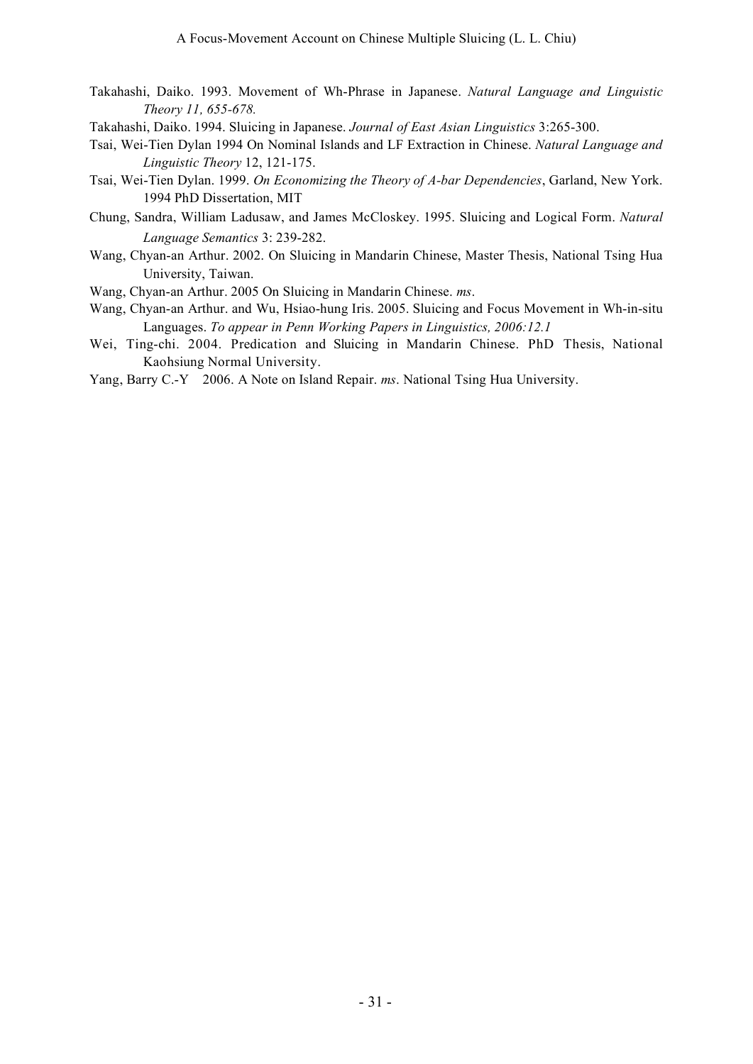Takahashi, Daiko. 1993. Movement of Wh-Phrase in Japanese. *Natural Language and Linguistic Theory 11, 655-678.*

Takahashi, Daiko. 1994. Sluicing in Japanese. *Journal of East Asian Linguistics* 3:265-300.

Tsai, Wei-Tien Dylan 1994 On Nominal Islands and LF Extraction in Chinese. *Natural Language and Linguistic Theory* 12, 121-175.

Tsai, Wei-Tien Dylan. 1999. *On Economizing the Theory of A-bar Dependencies*, Garland, New York. 1994 PhD Dissertation, MIT

Chung, Sandra, William Ladusaw, and James McCloskey. 1995. Sluicing and Logical Form. *Natural Language Semantics* 3: 239-282.

Wang, Chyan-an Arthur. 2002. On Sluicing in Mandarin Chinese, Master Thesis, National Tsing Hua University, Taiwan.

Wang, Chyan-an Arthur. 2005 On Sluicing in Mandarin Chinese. *ms*.

Wang, Chyan-an Arthur. and Wu, Hsiao-hung Iris. 2005. Sluicing and Focus Movement in Wh-in-situ Languages. *To appear in Penn Working Papers in Linguistics, 2006:12.1*

Wei, Ting-chi. 2004. Predication and Sluicing in Mandarin Chinese. PhD Thesis, National Kaohsiung Normal University.

Yang, Barry C.-Y 2006. A Note on Island Repair. *ms*. National Tsing Hua University.